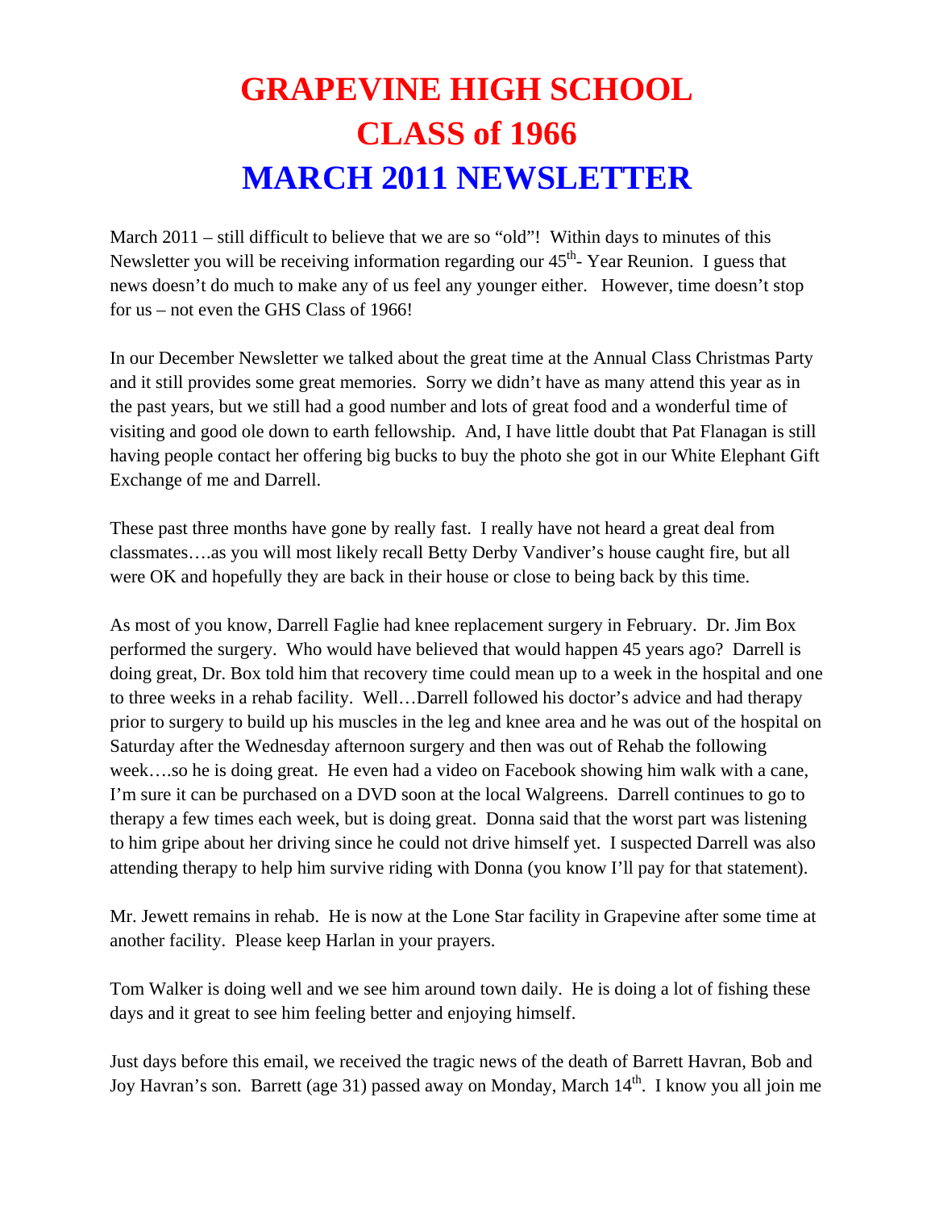# GRAPEVINE HIGH SCHOOL CLASS of 1966
# MARCH 2011 NEWSLETTER

March 2011 – still difficult to believe that we are so "old"! Within days to minutes of this Newsletter you will be receiving information regarding our 45$^{th}$- Year Reunion. I guess that news doesn't do much to make any of us feel any younger either. However, time doesn't stop for us – not even the GHS Class of 1966!

In our December Newsletter we talked about the great time at the Annual Class Christmas Party and it still provides some great memories. Sorry we didn't have as many attend this year as in the past years, but we still had a good number and lots of great food and a wonderful time of visiting and good ole down to earth fellowship. And, I have little doubt that Pat Flanagan is still having people contact her offering big bucks to buy the photo she got in our White Elephant Gift Exchange of me and Darrell.

These past three months have gone by really fast. I really have not heard a great deal from classmates….as you will most likely recall Betty Derby Vandiver's house caught fire, but all were OK and hopefully they are back in their house or close to being back by this time.

As most of you know, Darrell Faglie had knee replacement surgery in February. Dr. Jim Box performed the surgery. Who would have believed that would happen 45 years ago? Darrell is doing great, Dr. Box told him that recovery time could mean up to a week in the hospital and one to three weeks in a rehab facility. Well…Darrell followed his doctor's advice and had therapy prior to surgery to build up his muscles in the leg and knee area and he was out of the hospital on Saturday after the Wednesday afternoon surgery and then was out of Rehab the following week….so he is doing great. He even had a video on Facebook showing him walk with a cane, I'm sure it can be purchased on a DVD soon at the local Walgreens. Darrell continues to go to therapy a few times each week, but is doing great. Donna said that the worst part was listening to him gripe about her driving since he could not drive himself yet. I suspected Darrell was also attending therapy to help him survive riding with Donna (you know I'll pay for that statement).

Mr. Jewett remains in rehab. He is now at the Lone Star facility in Grapevine after some time at another facility. Please keep Harlan in your prayers.

Tom Walker is doing well and we see him around town daily. He is doing a lot of fishing these days and it great to see him feeling better and enjoying himself.

Just days before this email, we received the tragic news of the death of Barrett Havran, Bob and Joy Havran's son. Barrett (age 31) passed away on Monday, March 14$^{th}$. I know you all join me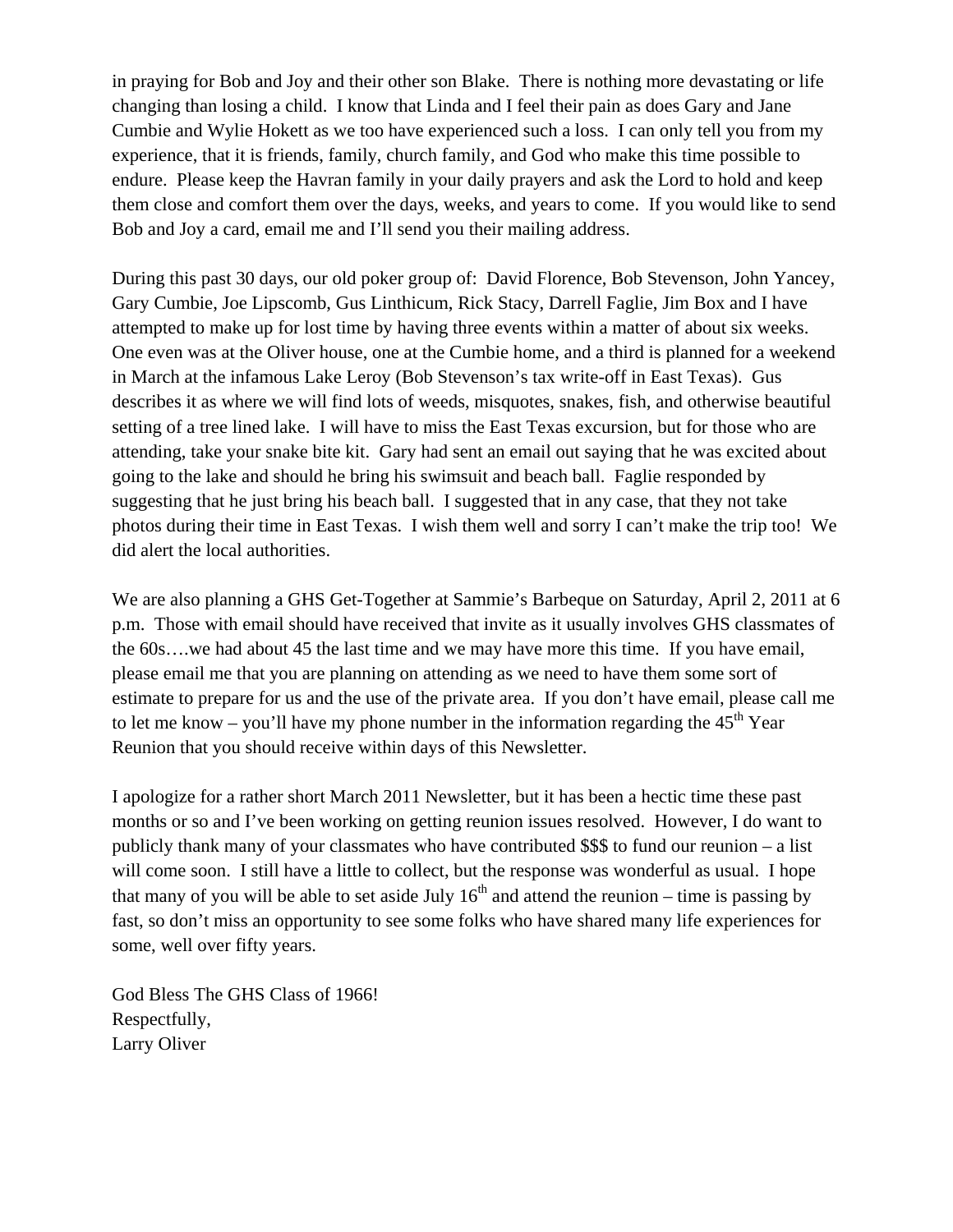in praying for Bob and Joy and their other son Blake. There is nothing more devastating or life changing than losing a child. I know that Linda and I feel their pain as does Gary and Jane Cumbie and Wylie Hokett as we too have experienced such a loss. I can only tell you from my experience, that it is friends, family, church family, and God who make this time possible to endure. Please keep the Havran family in your daily prayers and ask the Lord to hold and keep them close and comfort them over the days, weeks, and years to come. If you would like to send Bob and Joy a card, email me and I'll send you their mailing address.

During this past 30 days, our old poker group of: David Florence, Bob Stevenson, John Yancey, Gary Cumbie, Joe Lipscomb, Gus Linthicum, Rick Stacy, Darrell Faglie, Jim Box and I have attempted to make up for lost time by having three events within a matter of about six weeks. One even was at the Oliver house, one at the Cumbie home, and a third is planned for a weekend in March at the infamous Lake Leroy (Bob Stevenson's tax write-off in East Texas). Gus describes it as where we will find lots of weeds, misquotes, snakes, fish, and otherwise beautiful setting of a tree lined lake. I will have to miss the East Texas excursion, but for those who are attending, take your snake bite kit. Gary had sent an email out saying that he was excited about going to the lake and should he bring his swimsuit and beach ball. Faglie responded by suggesting that he just bring his beach ball. I suggested that in any case, that they not take photos during their time in East Texas. I wish them well and sorry I can't make the trip too! We did alert the local authorities.

We are also planning a GHS Get-Together at Sammie's Barbeque on Saturday, April 2, 2011 at 6 p.m. Those with email should have received that invite as it usually involves GHS classmates of the 60s….we had about 45 the last time and we may have more this time. If you have email, please email me that you are planning on attending as we need to have them some sort of estimate to prepare for us and the use of the private area. If you don't have email, please call me to let me know – you'll have my phone number in the information regarding the 45th Year Reunion that you should receive within days of this Newsletter.

I apologize for a rather short March 2011 Newsletter, but it has been a hectic time these past months or so and I've been working on getting reunion issues resolved. However, I do want to publicly thank many of your classmates who have contributed $$$ to fund our reunion – a list will come soon. I still have a little to collect, but the response was wonderful as usual. I hope that many of you will be able to set aside July 16th and attend the reunion – time is passing by fast, so don't miss an opportunity to see some folks who have shared many life experiences for some, well over fifty years.

God Bless The GHS Class of 1966!
Respectfully,
Larry Oliver